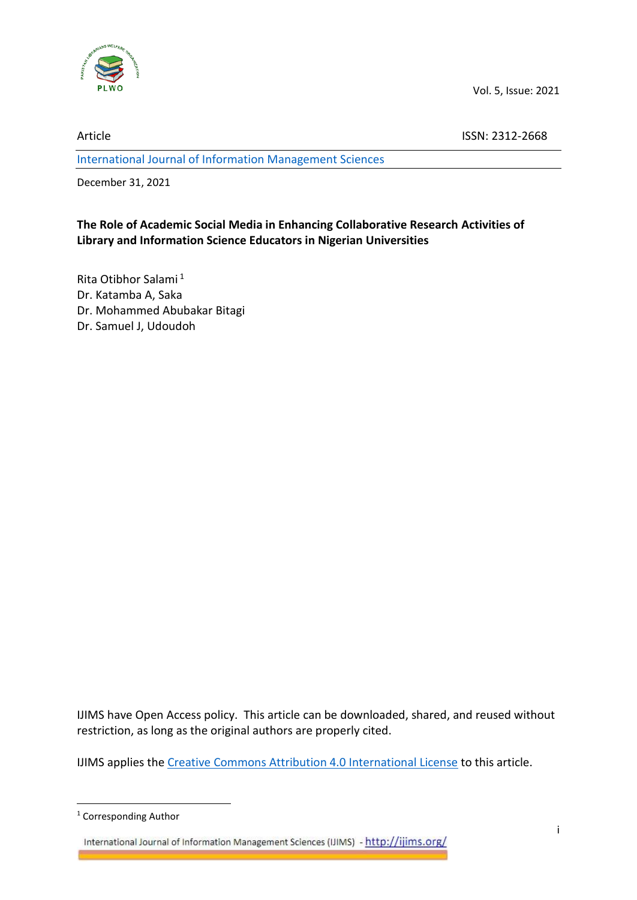Article

ISSN: 2312-2668

International Journal of Information Management Sciences

December 31, 2021

# The Role of Academic Social Media in Enhancing Collaborative Research Activities of Library and Information Science Educators in Nigerian Universities

Rita Otibhor Salami [1]
Dr. Katamba A, Saka
Dr. Mohammed Abubakar Bitagi
Dr. Samuel J, Udoudoh

IJIMS have Open Access policy. This article can be downloaded, shared, and reused without restriction, as long as the original authors are properly cited.

IJIMS applies the Creative Commons Attribution 4.0 International License to this article.

[1] Corresponding Author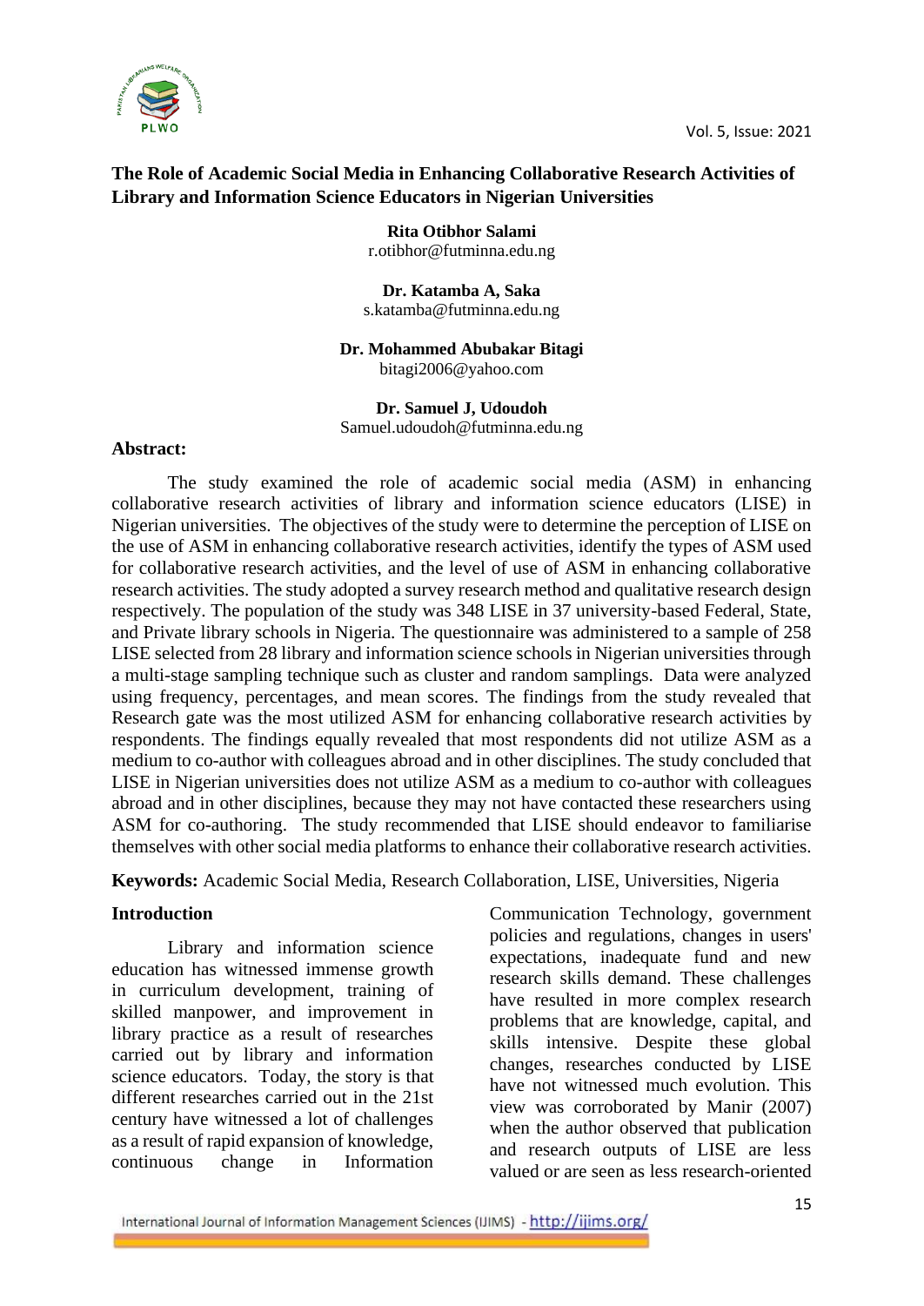# The Role of Academic Social Media in Enhancing Collaborative Research Activities of Library and Information Science Educators in Nigerian Universities

**Rita Otibhor Salami**
r.otibhor@futminna.edu.ng

**Dr. Katamba A, Saka**
s.katamba@futminna.edu.ng

**Dr. Mohammed Abubakar Bitagi**
bitagi2006@yahoo.com

**Dr. Samuel J, Udoudoh**
Samuel.udoudoh@futminna.edu.ng

**Abstract:**

The study examined the role of academic social media (ASM) in enhancing collaborative research activities of library and information science educators (LISE) in Nigerian universities. The objectives of the study were to determine the perception of LISE on the use of ASM in enhancing collaborative research activities, identify the types of ASM used for collaborative research activities, and the level of use of ASM in enhancing collaborative research activities. The study adopted a survey research method and qualitative research design respectively. The population of the study was 348 LISE in 37 university-based Federal, State, and Private library schools in Nigeria. The questionnaire was administered to a sample of 258 LISE selected from 28 library and information science schools in Nigerian universities through a multi-stage sampling technique such as cluster and random samplings. Data were analyzed using frequency, percentages, and mean scores. The findings from the study revealed that Research gate was the most utilized ASM for enhancing collaborative research activities by respondents. The findings equally revealed that most respondents did not utilize ASM as a medium to co-author with colleagues abroad and in other disciplines. The study concluded that LISE in Nigerian universities does not utilize ASM as a medium to co-author with colleagues abroad and in other disciplines, because they may not have contacted these researchers using ASM for co-authoring. The study recommended that LISE should endeavor to familiarise themselves with other social media platforms to enhance their collaborative research activities.

**Keywords:** Academic Social Media, Research Collaboration, LISE, Universities, Nigeria

## Introduction

Library and information science education has witnessed immense growth in curriculum development, training of skilled manpower, and improvement in library practice as a result of researches carried out by library and information science educators. Today, the story is that different researches carried out in the 21st century have witnessed a lot of challenges as a result of rapid expansion of knowledge, continuous change in Information Communication Technology, government policies and regulations, changes in users' expectations, inadequate fund and new research skills demand. These challenges have resulted in more complex research problems that are knowledge, capital, and skills intensive. Despite these global changes, researches conducted by LISE have not witnessed much evolution. This view was corroborated by Manir (2007) when the author observed that publication and research outputs of LISE are less valued or are seen as less research-oriented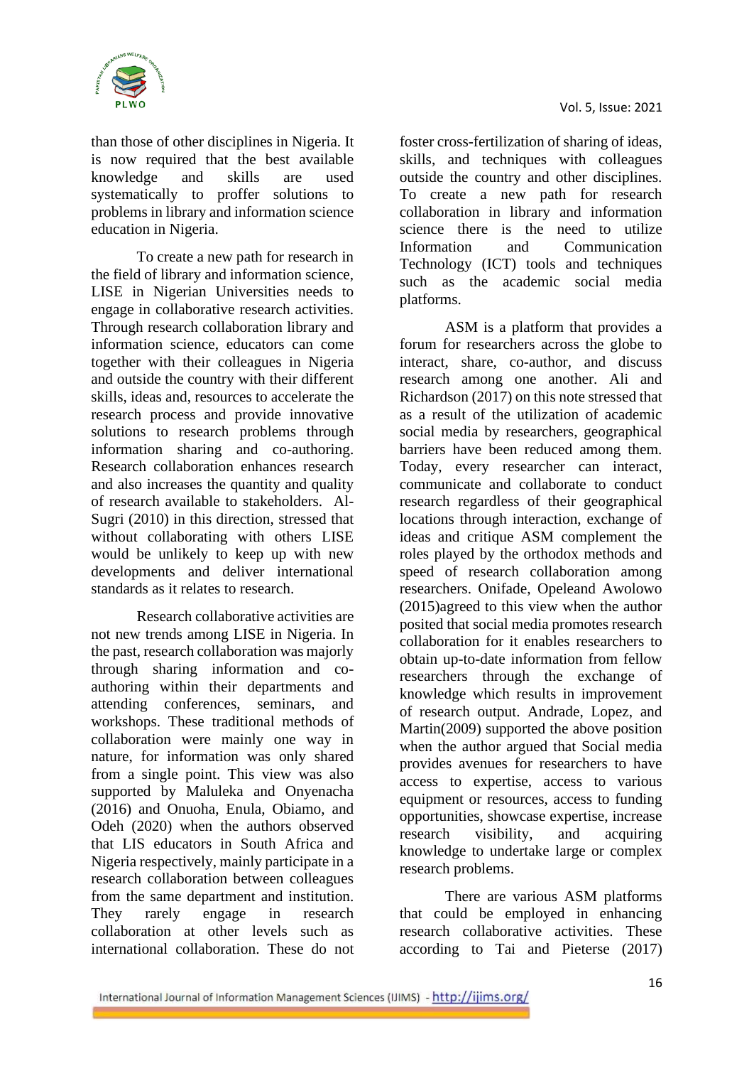than those of other disciplines in Nigeria. It is now required that the best available knowledge and skills are used systematically to proffer solutions to problems in library and information science education in Nigeria.

To create a new path for research in the field of library and information science, LISE in Nigerian Universities needs to engage in collaborative research activities. Through research collaboration library and information science, educators can come together with their colleagues in Nigeria and outside the country with their different skills, ideas and, resources to accelerate the research process and provide innovative solutions to research problems through information sharing and co-authoring. Research collaboration enhances research and also increases the quantity and quality of research available to stakeholders. Al-Sugri (2010) in this direction, stressed that without collaborating with others LISE would be unlikely to keep up with new developments and deliver international standards as it relates to research.

Research collaborative activities are not new trends among LISE in Nigeria. In the past, research collaboration was majorly through sharing information and co-authoring within their departments and attending conferences, seminars, and workshops. These traditional methods of collaboration were mainly one way in nature, for information was only shared from a single point. This view was also supported by Maluleka and Onyenacha (2016) and Onuoha, Enula, Obiamo, and Odeh (2020) when the authors observed that LIS educators in South Africa and Nigeria respectively, mainly participate in a research collaboration between colleagues from the same department and institution. They rarely engage in research collaboration at other levels such as international collaboration. These do not foster cross-fertilization of sharing of ideas, skills, and techniques with colleagues outside the country and other disciplines. To create a new path for research collaboration in library and information science there is the need to utilize Information and Communication Technology (ICT) tools and techniques such as the academic social media platforms.

ASM is a platform that provides a forum for researchers across the globe to interact, share, co-author, and discuss research among one another. Ali and Richardson (2017) on this note stressed that as a result of the utilization of academic social media by researchers, geographical barriers have been reduced among them. Today, every researcher can interact, communicate and collaborate to conduct research regardless of their geographical locations through interaction, exchange of ideas and critique ASM complement the roles played by the orthodox methods and speed of research collaboration among researchers. Onifade, Opeleand Awolowo (2015)agreed to this view when the author posited that social media promotes research collaboration for it enables researchers to obtain up-to-date information from fellow researchers through the exchange of knowledge which results in improvement of research output. Andrade, Lopez, and Martin(2009) supported the above position when the author argued that Social media provides avenues for researchers to have access to expertise, access to various equipment or resources, access to funding opportunities, showcase expertise, increase research visibility, and acquiring knowledge to undertake large or complex research problems.

There are various ASM platforms that could be employed in enhancing research collaborative activities. These according to Tai and Pieterse (2017)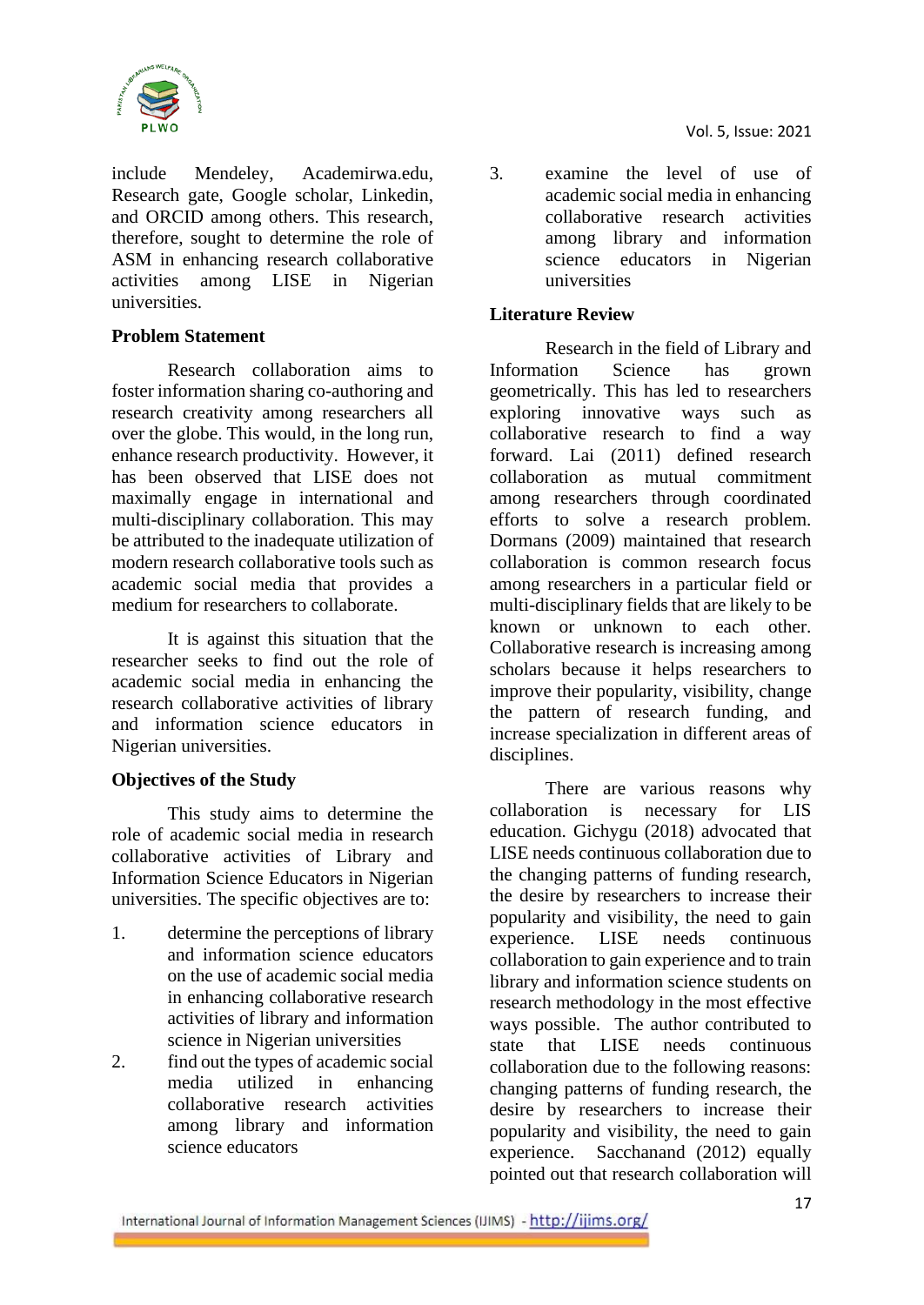include Mendeley, Academirwa.edu, Research gate, Google scholar, Linkedin, and ORCID among others. This research, therefore, sought to determine the role of ASM in enhancing research collaborative activities among LISE in Nigerian universities.

## Problem Statement

Research collaboration aims to foster information sharing co-authoring and research creativity among researchers all over the globe. This would, in the long run, enhance research productivity. However, it has been observed that LISE does not maximally engage in international and multi-disciplinary collaboration. This may be attributed to the inadequate utilization of modern research collaborative tools such as academic social media that provides a medium for researchers to collaborate.

It is against this situation that the researcher seeks to find out the role of academic social media in enhancing the research collaborative activities of library and information science educators in Nigerian universities.

## Objectives of the Study

This study aims to determine the role of academic social media in research collaborative activities of Library and Information Science Educators in Nigerian universities. The specific objectives are to:

1. determine the perceptions of library and information science educators on the use of academic social media in enhancing collaborative research activities of library and information science in Nigerian universities
2. find out the types of academic social media utilized in enhancing collaborative research activities among library and information science educators
3. examine the level of use of academic social media in enhancing collaborative research activities among library and information science educators in Nigerian universities

## Literature Review

Research in the field of Library and Information Science has grown geometrically. This has led to researchers exploring innovative ways such as collaborative research to find a way forward. Lai (2011) defined research collaboration as mutual commitment among researchers through coordinated efforts to solve a research problem. Dormans (2009) maintained that research collaboration is common research focus among researchers in a particular field or multi-disciplinary fields that are likely to be known or unknown to each other. Collaborative research is increasing among scholars because it helps researchers to improve their popularity, visibility, change the pattern of research funding, and increase specialization in different areas of disciplines.

There are various reasons why collaboration is necessary for LIS education. Gichygu (2018) advocated that LISE needs continuous collaboration due to the changing patterns of funding research, the desire by researchers to increase their popularity and visibility, the need to gain experience. LISE needs continuous collaboration to gain experience and to train library and information science students on research methodology in the most effective ways possible. The author contributed to state that LISE needs continuous collaboration due to the following reasons: changing patterns of funding research, the desire by researchers to increase their popularity and visibility, the need to gain experience. Sacchanand (2012) equally pointed out that research collaboration will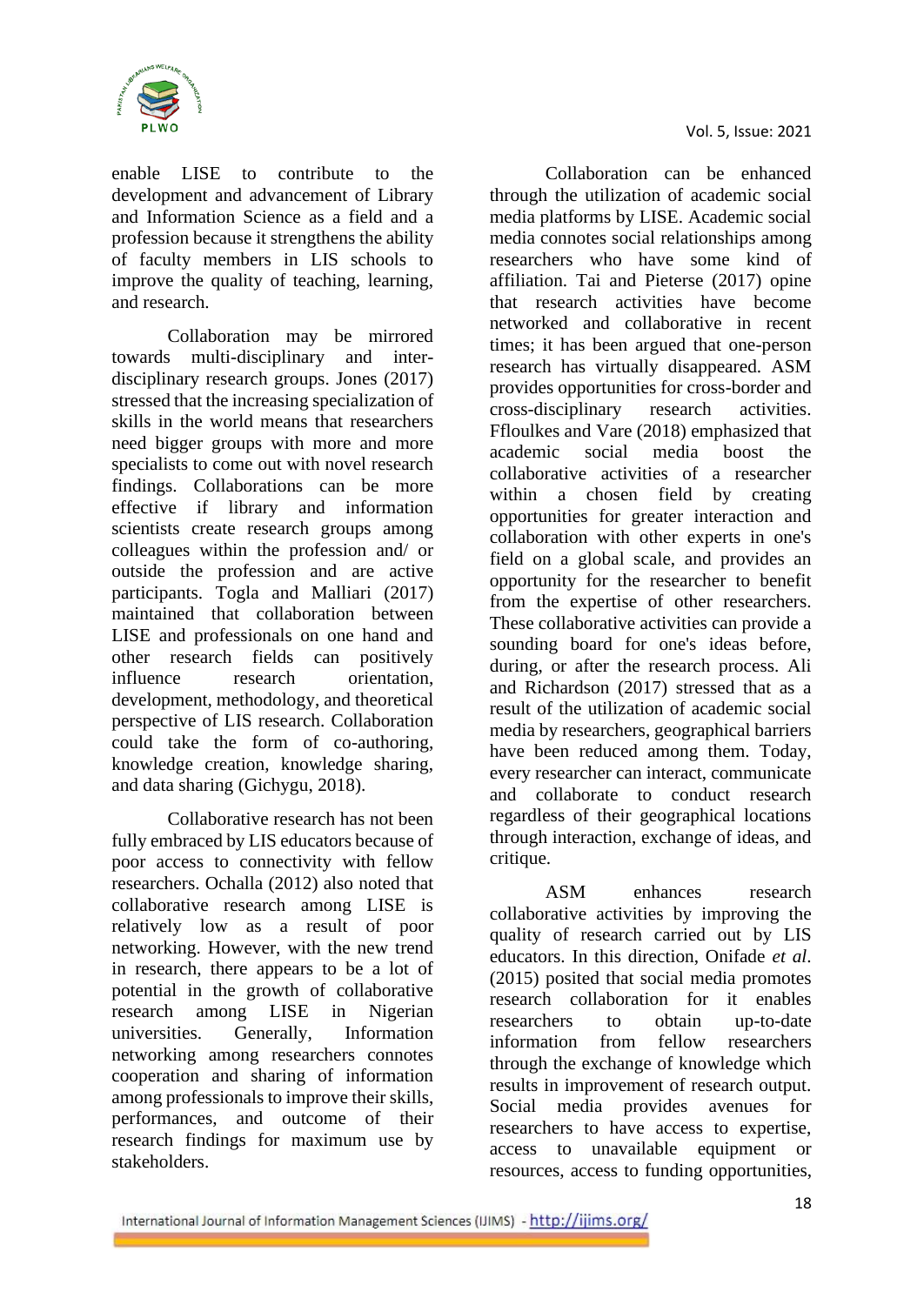enable LISE to contribute to the development and advancement of Library and Information Science as a field and a profession because it strengthens the ability of faculty members in LIS schools to improve the quality of teaching, learning, and research.

Collaboration may be mirrored towards multi-disciplinary and inter-disciplinary research groups. Jones (2017) stressed that the increasing specialization of skills in the world means that researchers need bigger groups with more and more specialists to come out with novel research findings. Collaborations can be more effective if library and information scientists create research groups among colleagues within the profession and/ or outside the profession and are active participants. Togla and Malliari (2017) maintained that collaboration between LISE and professionals on one hand and other research fields can positively influence research orientation, development, methodology, and theoretical perspective of LIS research. Collaboration could take the form of co-authoring, knowledge creation, knowledge sharing, and data sharing (Gichygu, 2018).

Collaborative research has not been fully embraced by LIS educators because of poor access to connectivity with fellow researchers. Ochalla (2012) also noted that collaborative research among LISE is relatively low as a result of poor networking. However, with the new trend in research, there appears to be a lot of potential in the growth of collaborative research among LISE in Nigerian universities. Generally, Information networking among researchers connotes cooperation and sharing of information among professionals to improve their skills, performances, and outcome of their research findings for maximum use by stakeholders.

Collaboration can be enhanced through the utilization of academic social media platforms by LISE. Academic social media connotes social relationships among researchers who have some kind of affiliation. Tai and Pieterse (2017) opine that research activities have become networked and collaborative in recent times; it has been argued that one-person research has virtually disappeared. ASM provides opportunities for cross-border and cross-disciplinary research activities. Ffloulkes and Vare (2018) emphasized that academic social media boost the collaborative activities of a researcher within a chosen field by creating opportunities for greater interaction and collaboration with other experts in one's field on a global scale, and provides an opportunity for the researcher to benefit from the expertise of other researchers. These collaborative activities can provide a sounding board for one's ideas before, during, or after the research process. Ali and Richardson (2017) stressed that as a result of the utilization of academic social media by researchers, geographical barriers have been reduced among them. Today, every researcher can interact, communicate and collaborate to conduct research regardless of their geographical locations through interaction, exchange of ideas, and critique.

ASM enhances research collaborative activities by improving the quality of research carried out by LIS educators. In this direction, Onifade *et al*. (2015) posited that social media promotes research collaboration for it enables researchers to obtain up-to-date information from fellow researchers through the exchange of knowledge which results in improvement of research output. Social media provides avenues for researchers to have access to expertise, access to unavailable equipment or resources, access to funding opportunities,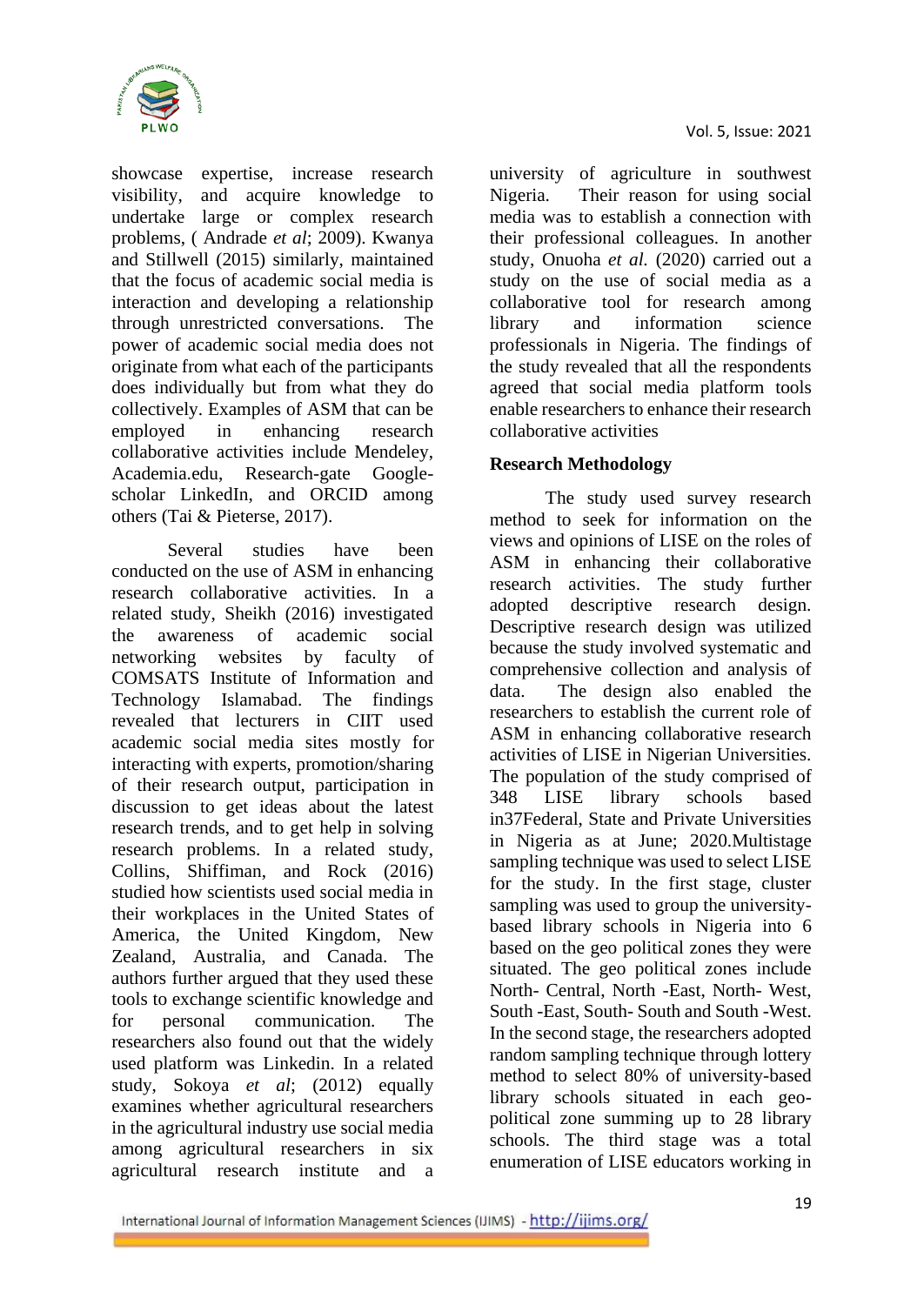showcase expertise, increase research visibility, and acquire knowledge to undertake large or complex research problems, ( Andrade *et al*; 2009). Kwanya and Stillwell (2015) similarly, maintained that the focus of academic social media is interaction and developing a relationship through unrestricted conversations. The power of academic social media does not originate from what each of the participants does individually but from what they do collectively. Examples of ASM that can be employed in enhancing research collaborative activities include Mendeley, Academia.edu, Research-gate Google-scholar LinkedIn, and ORCID among others (Tai & Pieterse, 2017).

Several studies have been conducted on the use of ASM in enhancing research collaborative activities. In a related study, Sheikh (2016) investigated the awareness of academic social networking websites by faculty of COMSATS Institute of Information and Technology Islamabad. The findings revealed that lecturers in CIIT used academic social media sites mostly for interacting with experts, promotion/sharing of their research output, participation in discussion to get ideas about the latest research trends, and to get help in solving research problems. In a related study, Collins, Shiffiman, and Rock (2016) studied how scientists used social media in their workplaces in the United States of America, the United Kingdom, New Zealand, Australia, and Canada. The authors further argued that they used these tools to exchange scientific knowledge and for personal communication. The researchers also found out that the widely used platform was Linkedin. In a related study, Sokoya *et al*; (2012) equally examines whether agricultural researchers in the agricultural industry use social media among agricultural researchers in six agricultural research institute and a university of agriculture in southwest Nigeria. Their reason for using social media was to establish a connection with their professional colleagues. In another study, Onuoha *et al.* (2020) carried out a study on the use of social media as a collaborative tool for research among library and information science professionals in Nigeria. The findings of the study revealed that all the respondents agreed that social media platform tools enable researchers to enhance their research collaborative activities

## Research Methodology

The study used survey research method to seek for information on the views and opinions of LISE on the roles of ASM in enhancing their collaborative research activities. The study further adopted descriptive research design. Descriptive research design was utilized because the study involved systematic and comprehensive collection and analysis of data. The design also enabled the researchers to establish the current role of ASM in enhancing collaborative research activities of LISE in Nigerian Universities. The population of the study comprised of 348 LISE library schools based in37Federal, State and Private Universities in Nigeria as at June; 2020.Multistage sampling technique was used to select LISE for the study. In the first stage, cluster sampling was used to group the university-based library schools in Nigeria into 6 based on the geo political zones they were situated. The geo political zones include North- Central, North -East, North- West, South -East, South- South and South -West. In the second stage, the researchers adopted random sampling technique through lottery method to select 80% of university-based library schools situated in each geo-political zone summing up to 28 library schools. The third stage was a total enumeration of LISE educators working in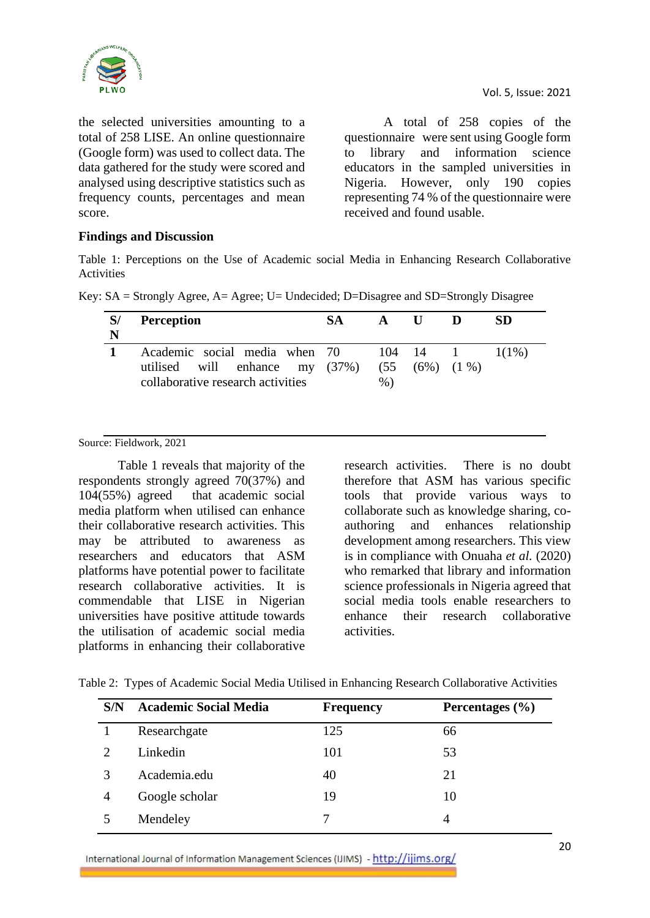the selected universities amounting to a total of 258 LISE. An online questionnaire (Google form) was used to collect data. The data gathered for the study were scored and analysed using descriptive statistics such as frequency counts, percentages and mean score.

A total of 258 copies of the questionnaire were sent using Google form to library and information science educators in the sampled universities in Nigeria. However, only 190 copies representing 74 % of the questionnaire were received and found usable.

### Findings and Discussion

Table 1: Perceptions on the Use of Academic social Media in Enhancing Research Collaborative Activities

Key: SA = Strongly Agree, A= Agree; U= Undecided; D=Disagree and SD=Strongly Disagree

| S/N | Perception | SA | A | U | D | SD |
|---|---|---|---|---|---|---|
| 1 | Academic social media when utilised will enhance my collaborative research activities | 70 (37%) | 104 (55 %) | 14 (6%) | 1 (1 %) | 1(1%) |

Source: Fieldwork, 2021

Table 1 reveals that majority of the respondents strongly agreed 70(37%) and 104(55%) agreed that academic social media platform when utilised can enhance their collaborative research activities. This may be attributed to awareness as researchers and educators that ASM platforms have potential power to facilitate research collaborative activities. It is commendable that LISE in Nigerian universities have positive attitude towards the utilisation of academic social media platforms in enhancing their collaborative research activities. There is no doubt therefore that ASM has various specific tools that provide various ways to collaborate such as knowledge sharing, co-authoring and enhances relationship development among researchers. This view is in compliance with Onuaha *et al.* (2020) who remarked that library and information science professionals in Nigeria agreed that social media tools enable researchers to enhance their research collaborative activities.

Table 2: Types of Academic Social Media Utilised in Enhancing Research Collaborative Activities

| S/N | Academic Social Media | Frequency | Percentages (%) |
|---|---|---|---|
| 1 | Researchgate | 125 | 66 |
| 2 | Linkedin | 101 | 53 |
| 3 | Academia.edu | 40 | 21 |
| 4 | Google scholar | 19 | 10 |
| 5 | Mendeley | 7 | 4 |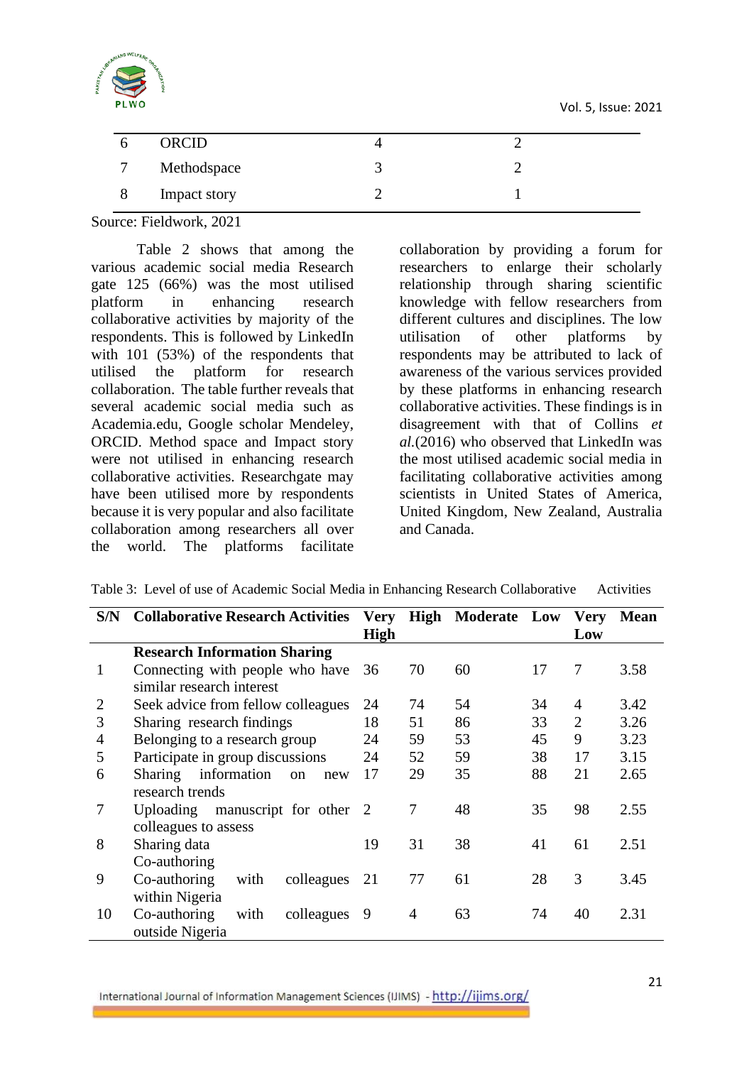| | | | |
|---|---|---|---|
| 6 | ORCID | 4 | 2 |
| 7 | Methodspace | 3 | 2 |
| 8 | Impact story | 2 | 1 |

Source: Fieldwork, 2021

Table 2 shows that among the various academic social media Research gate 125 (66%) was the most utilised platform in enhancing research collaborative activities by majority of the respondents. This is followed by LinkedIn with 101 (53%) of the respondents that utilised the platform for research collaboration. The table further reveals that several academic social media such as Academia.edu, Google scholar Mendeley, ORCID. Method space and Impact story were not utilised in enhancing research collaborative activities. Researchgate may have been utilised more by respondents because it is very popular and also facilitate collaboration among researchers all over the world. The platforms facilitate collaboration by providing a forum for researchers to enlarge their scholarly relationship through sharing scientific knowledge with fellow researchers from different cultures and disciplines. The low utilisation of other platforms by respondents may be attributed to lack of awareness of the various services provided by these platforms in enhancing research collaborative activities. These findings is in disagreement with that of Collins *et al.*(2016) who observed that LinkedIn was the most utilised academic social media in facilitating collaborative activities among scientists in United States of America, United Kingdom, New Zealand, Australia and Canada.

Table 3: Level of use of Academic Social Media in Enhancing Research Collaborative Activities

| S/N | Collaborative Research Activities | Very High | High | Moderate | Low | Very Low | Mean |
|---|---|---|---|---|---|---|---|
| | **Research Information Sharing** | | | | | | |
| 1 | Connecting with people who have similar research interest | 36 | 70 | 60 | 17 | 7 | 3.58 |
| 2 | Seek advice from fellow colleagues | 24 | 74 | 54 | 34 | 4 | 3.42 |
| 3 | Sharing research findings | 18 | 51 | 86 | 33 | 2 | 3.26 |
| 4 | Belonging to a research group | 24 | 59 | 53 | 45 | 9 | 3.23 |
| 5 | Participate in group discussions | 24 | 52 | 59 | 38 | 17 | 3.15 |
| 6 | Sharing information on new research trends | 17 | 29 | 35 | 88 | 21 | 2.65 |
| 7 | Uploading manuscript for other colleagues to assess | 2 | 7 | 48 | 35 | 98 | 2.55 |
| 8 | Sharing data | 19 | 31 | 38 | 41 | 61 | 2.51 |
| | Co-authoring | | | | | | |
| 9 | Co-authoring with colleagues within Nigeria | 21 | 77 | 61 | 28 | 3 | 3.45 |
| 10 | Co-authoring with colleagues outside Nigeria | 9 | 4 | 63 | 74 | 40 | 2.31 |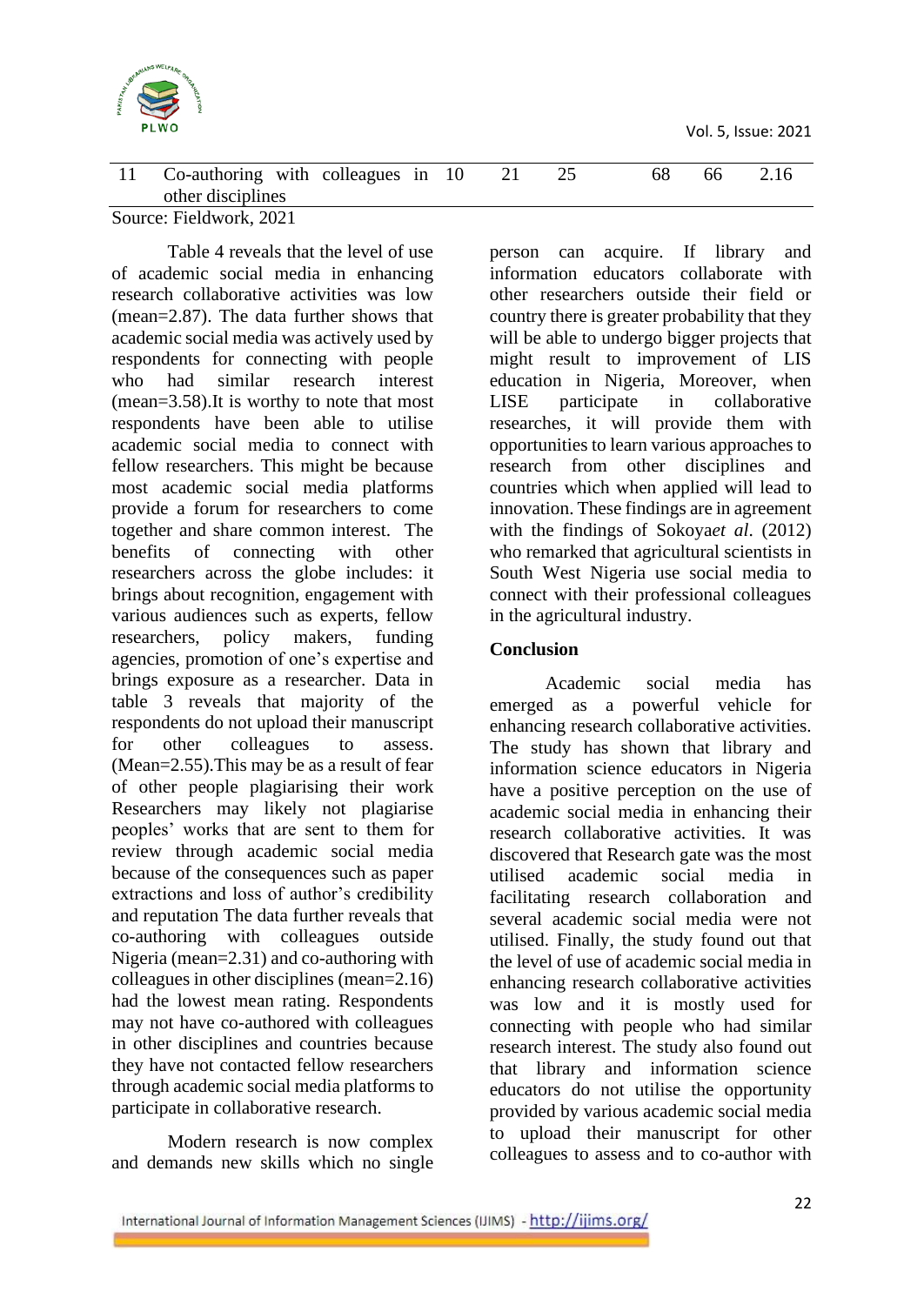| 11 | Co-authoring with colleagues in other disciplines | 10 | 21 | 25 | 68 | 66 | 2.16 |
|---|---|---|---|---|---|---|---|

Source: Fieldwork, 2021

Table 4 reveals that the level of use of academic social media in enhancing research collaborative activities was low (mean=2.87). The data further shows that academic social media was actively used by respondents for connecting with people who had similar research interest (mean=3.58).It is worthy to note that most respondents have been able to utilise academic social media to connect with fellow researchers. This might be because most academic social media platforms provide a forum for researchers to come together and share common interest. The benefits of connecting with other researchers across the globe includes: it brings about recognition, engagement with various audiences such as experts, fellow researchers, policy makers, funding agencies, promotion of one's expertise and brings exposure as a researcher. Data in table 3 reveals that majority of the respondents do not upload their manuscript for other colleagues to assess. (Mean=2.55).This may be as a result of fear of other people plagiarising their work Researchers may likely not plagiarise peoples' works that are sent to them for review through academic social media because of the consequences such as paper extractions and loss of author's credibility and reputation The data further reveals that co-authoring with colleagues outside Nigeria (mean=2.31) and co-authoring with colleagues in other disciplines (mean=2.16) had the lowest mean rating. Respondents may not have co-authored with colleagues in other disciplines and countries because they have not contacted fellow researchers through academic social media platforms to participate in collaborative research.

Modern research is now complex and demands new skills which no single person can acquire. If library and information educators collaborate with other researchers outside their field or country there is greater probability that they will be able to undergo bigger projects that might result to improvement of LIS education in Nigeria, Moreover, when LISE participate in collaborative researches, it will provide them with opportunities to learn various approaches to research from other disciplines and countries which when applied will lead to innovation. These findings are in agreement with the findings of Sokoya*et al*. (2012) who remarked that agricultural scientists in South West Nigeria use social media to connect with their professional colleagues in the agricultural industry.

## Conclusion

Academic social media has emerged as a powerful vehicle for enhancing research collaborative activities. The study has shown that library and information science educators in Nigeria have a positive perception on the use of academic social media in enhancing their research collaborative activities. It was discovered that Research gate was the most utilised academic social media in facilitating research collaboration and several academic social media were not utilised. Finally, the study found out that the level of use of academic social media in enhancing research collaborative activities was low and it is mostly used for connecting with people who had similar research interest. The study also found out that library and information science educators do not utilise the opportunity provided by various academic social media to upload their manuscript for other colleagues to assess and to co-author with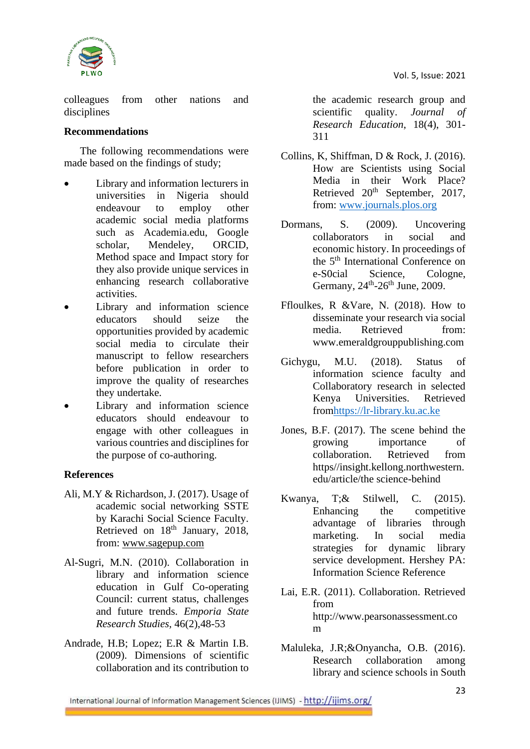colleagues from other nations and disciplines

## Recommendations

The following recommendations were made based on the findings of study;

- Library and information lecturers in universities in Nigeria should endeavour to employ other academic social media platforms such as Academia.edu, Google scholar, Mendeley, ORCID, Method space and Impact story for they also provide unique services in enhancing research collaborative activities.
- Library and information science educators should seize the opportunities provided by academic social media to circulate their manuscript to fellow researchers before publication in order to improve the quality of researches they undertake.
- Library and information science educators should endeavour to engage with other colleagues in various countries and disciplines for the purpose of co-authoring.

## References

Ali, M.Y & Richardson, J. (2017). Usage of academic social networking SSTE by Karachi Social Science Faculty. Retrieved on 18th January, 2018, from: www.sagepup.com

Al-Sugri, M.N. (2010). Collaboration in library and information science education in Gulf Co-operating Council: current status, challenges and future trends. *Emporia State Research Studies*, 46(2),48-53

Andrade, H.B; Lopez; E.R & Martin I.B. (2009). Dimensions of scientific collaboration and its contribution to the academic research group and scientific quality. *Journal of Research Education*, 18(4), 301-311

Collins, K, Shiffman, D & Rock, J. (2016). How are Scientists using Social Media in their Work Place? Retrieved 20th September, 2017, from: www.journals.plos.org

Dormans, S. (2009). Uncovering collaborators in social and economic history. In proceedings of the 5th International Conference on e-S0cial Science, Cologne, Germany, 24th-26th June, 2009.

Ffloulkes, R &Vare, N. (2018). How to disseminate your research via social media. Retrieved from: www.emeraldgrouppublishing.com

Gichygu, M.U. (2018). Status of information science faculty and Collaboratory research in selected Kenya Universities. Retrieved fromhttps://lr-library.ku.ac.ke

Jones, B.F. (2017). The scene behind the growing importance of collaboration. Retrieved from https//insight.kellong.northwestern.edu/article/the science-behind

Kwanya, T;& Stilwell, C. (2015). Enhancing the competitive advantage of libraries through marketing. In social media strategies for dynamic library service development. Hershey PA: Information Science Reference

Lai, E.R. (2011). Collaboration. Retrieved from http://www.pearsonassessment.com

Maluleka, J.R;&Onyancha, O.B. (2016). Research collaboration among library and science schools in South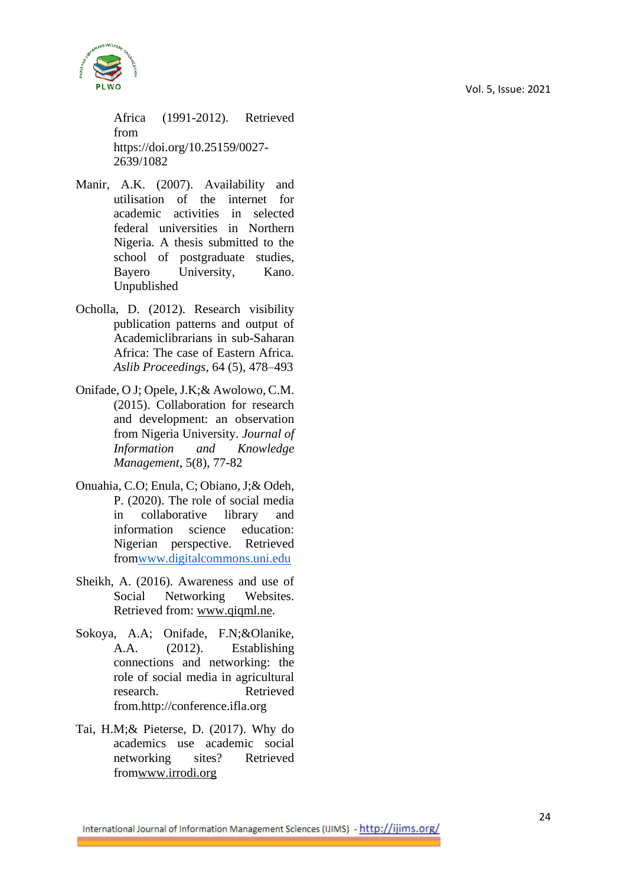Africa (1991-2012). Retrieved from https://doi.org/10.25159/0027-2639/1082

Manir, A.K. (2007). Availability and utilisation of the internet for academic activities in selected federal universities in Northern Nigeria. A thesis submitted to the school of postgraduate studies, Bayero University, Kano. Unpublished

Ocholla, D. (2012). Research visibility publication patterns and output of Academiclibrarians in sub-Saharan Africa: The case of Eastern Africa. *Aslib Proceedings*, 64 (5), 478–493

Onifade, O J; Opele, J.K;& Awolowo, C.M. (2015). Collaboration for research and development: an observation from Nigeria University. *Journal of Information and Knowledge Management*, 5(8), 77-82

Onuahia, C.O; Enula, C; Obiano, J;& Odeh, P. (2020). The role of social media in collaborative library and information science education: Nigerian perspective. Retrieved fromwww.digitalcommons.uni.edu

Sheikh, A. (2016). Awareness and use of Social Networking Websites. Retrieved from: www.qiqml.ne.

Sokoya, A.A; Onifade, F.N;&Olanike, A.A. (2012). Establishing connections and networking: the role of social media in agricultural research. Retrieved from.http://conference.ifla.org

Tai, H.M;& Pieterse, D. (2017). Why do academics use academic social networking sites? Retrieved fromwww.irrodi.org